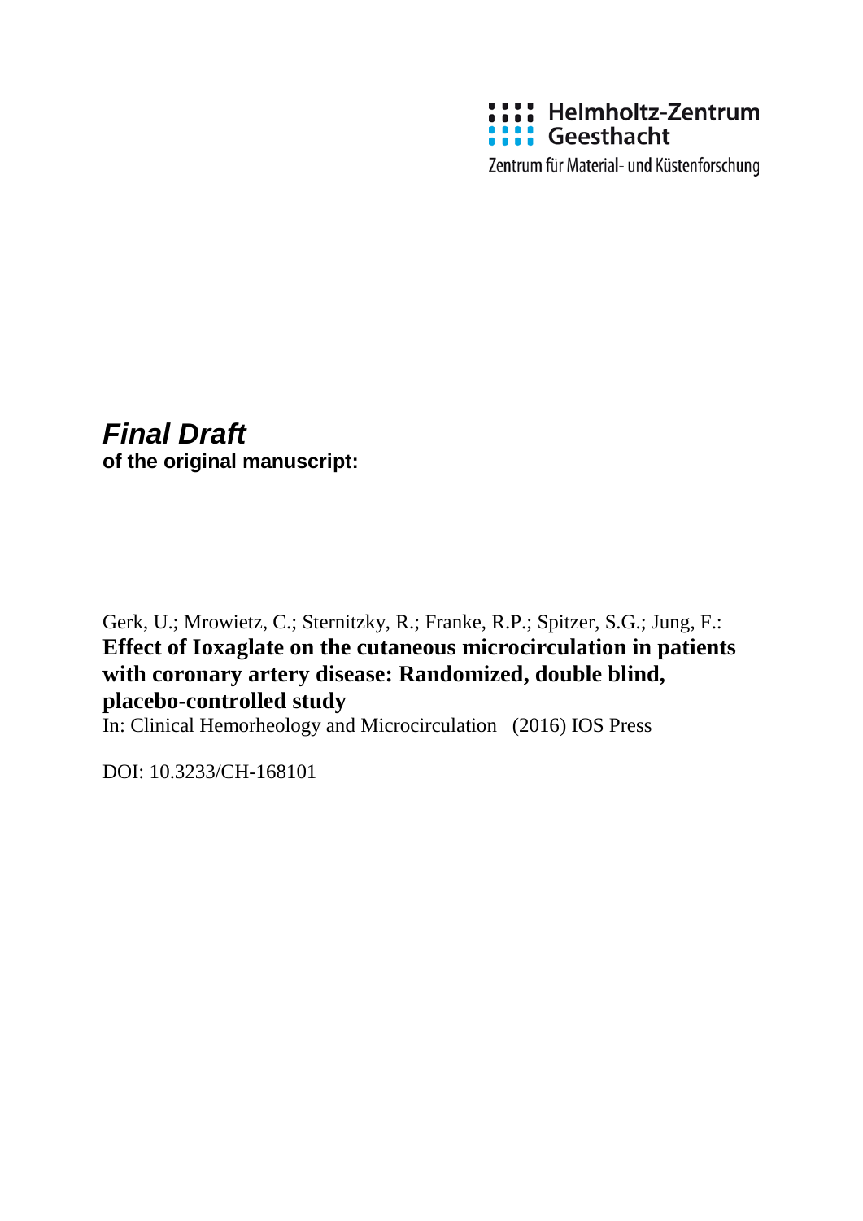Helmholtz-Zentrum Geesthacht

Zentrum für Material- und Küstenforschung

***Final Draft***
**of the original manuscript:**

Gerk, U.; Mrowietz, C.; Sternitzky, R.; Franke, R.P.; Spitzer, S.G.; Jung, F.:
**Effect of Ioxaglate on the cutaneous microcirculation in patients with coronary artery disease: Randomized, double blind, placebo-controlled study**
In: Clinical Hemorheology and Microcirculation (2016) IOS Press

DOI: 10.3233/CH-168101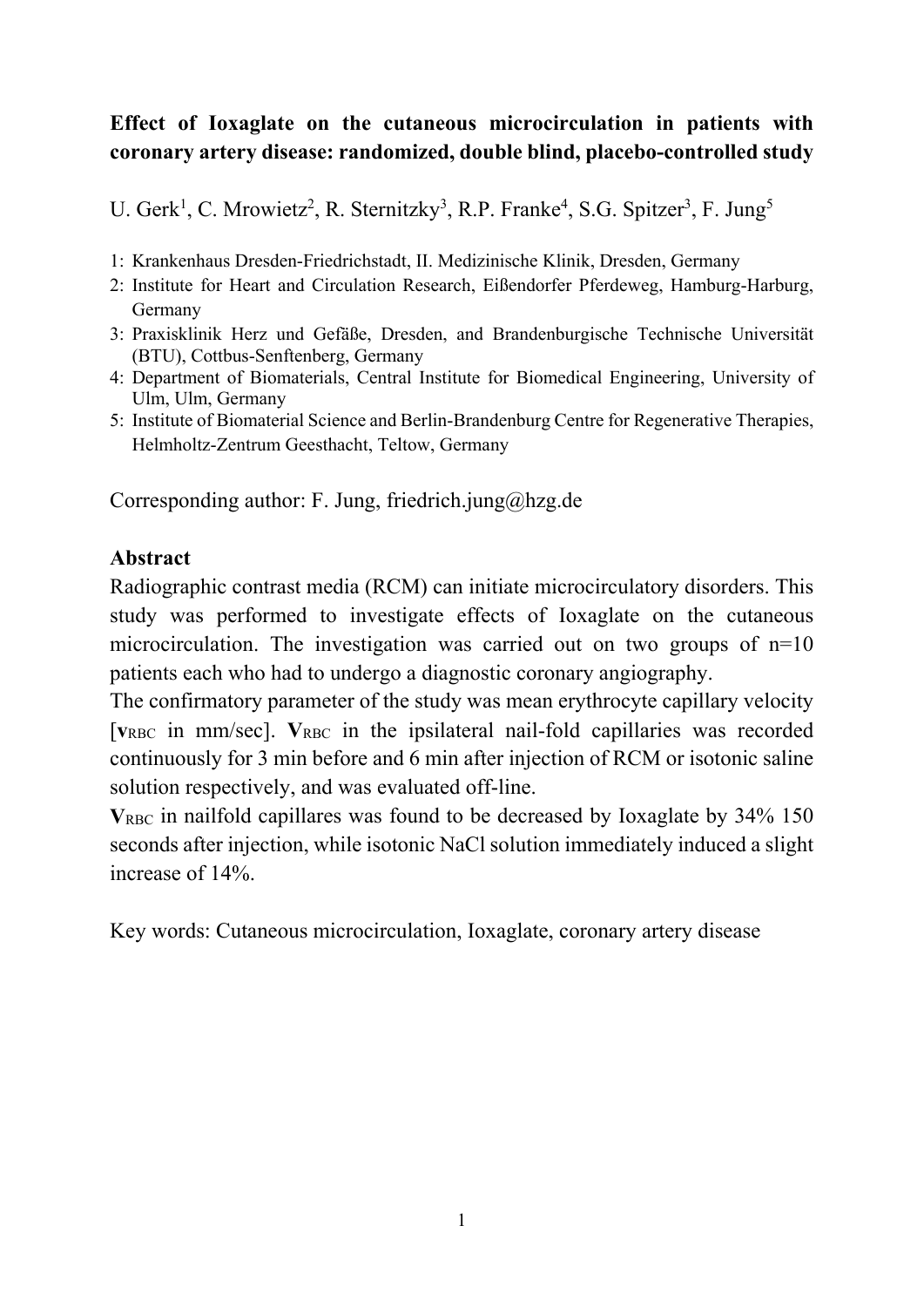**Effect of Ioxaglate on the cutaneous microcirculation in patients with coronary artery disease: randomized, double blind, placebo-controlled study**

U. Gerk[1], C. Mrowietz[2], R. Sternitzky[3], R.P. Franke[4], S.G. Spitzer[3], F. Jung[5]

1: Krankenhaus Dresden-Friedrichstadt, II. Medizinische Klinik, Dresden, Germany
2: Institute for Heart and Circulation Research, Eißendorfer Pferdeweg, Hamburg-Harburg, Germany
3: Praxisklinik Herz und Gefäße, Dresden, and Brandenburgische Technische Universität (BTU), Cottbus-Senftenberg, Germany
4: Department of Biomaterials, Central Institute for Biomedical Engineering, University of Ulm, Ulm, Germany
5: Institute of Biomaterial Science and Berlin-Brandenburg Centre for Regenerative Therapies, Helmholtz-Zentrum Geesthacht, Teltow, Germany

Corresponding author: F. Jung, friedrich.jung@hzg.de

**Abstract**

Radiographic contrast media (RCM) can initiate microcirculatory disorders. This study was performed to investigate effects of Ioxaglate on the cutaneous microcirculation. The investigation was carried out on two groups of n=10 patients each who had to undergo a diagnostic coronary angiography.

The confirmatory parameter of the study was mean erythrocyte capillary velocity [$\mathbf{v}_{RBC}$ in mm/sec]. $\mathbf{V}_{RBC}$ in the ipsilateral nail-fold capillaries was recorded continuously for 3 min before and 6 min after injection of RCM or isotonic saline solution respectively, and was evaluated off-line.

$\mathbf{V}_{RBC}$ in nailfold capillares was found to be decreased by Ioxaglate by 34% 150 seconds after injection, while isotonic NaCl solution immediately induced a slight increase of 14%.

Key words: Cutaneous microcirculation, Ioxaglate, coronary artery disease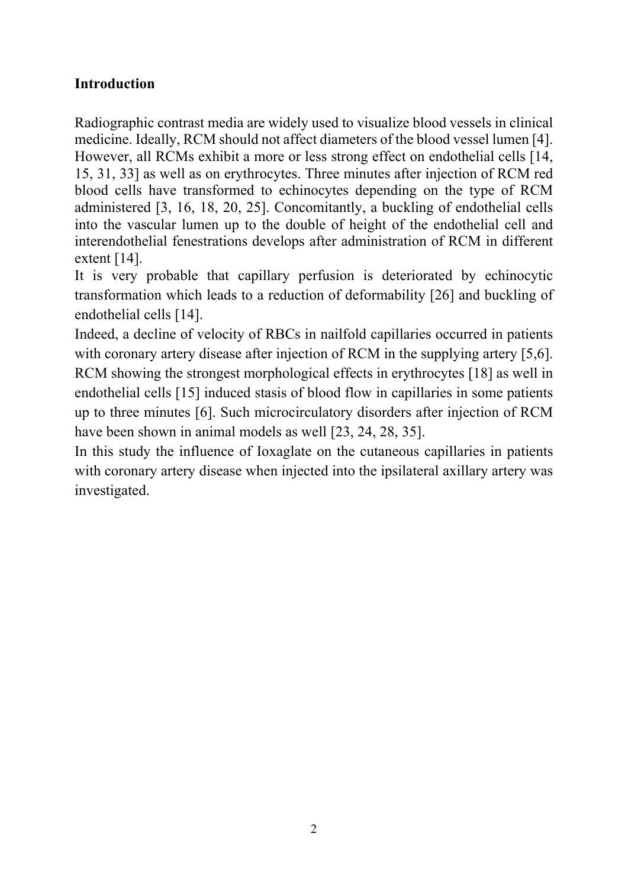## Introduction

Radiographic contrast media are widely used to visualize blood vessels in clinical medicine. Ideally, RCM should not affect diameters of the blood vessel lumen [4]. However, all RCMs exhibit a more or less strong effect on endothelial cells [14, 15, 31, 33] as well as on erythrocytes. Three minutes after injection of RCM red blood cells have transformed to echinocytes depending on the type of RCM administered [3, 16, 18, 20, 25]. Concomitantly, a buckling of endothelial cells into the vascular lumen up to the double of height of the endothelial cell and interendothelial fenestrations develops after administration of RCM in different extent [14].

It is very probable that capillary perfusion is deteriorated by echinocytic transformation which leads to a reduction of deformability [26] and buckling of endothelial cells [14].

Indeed, a decline of velocity of RBCs in nailfold capillaries occurred in patients with coronary artery disease after injection of RCM in the supplying artery [5,6]. RCM showing the strongest morphological effects in erythrocytes [18] as well in endothelial cells [15] induced stasis of blood flow in capillaries in some patients up to three minutes [6]. Such microcirculatory disorders after injection of RCM have been shown in animal models as well [23, 24, 28, 35].

In this study the influence of Ioxaglate on the cutaneous capillaries in patients with coronary artery disease when injected into the ipsilateral axillary artery was investigated.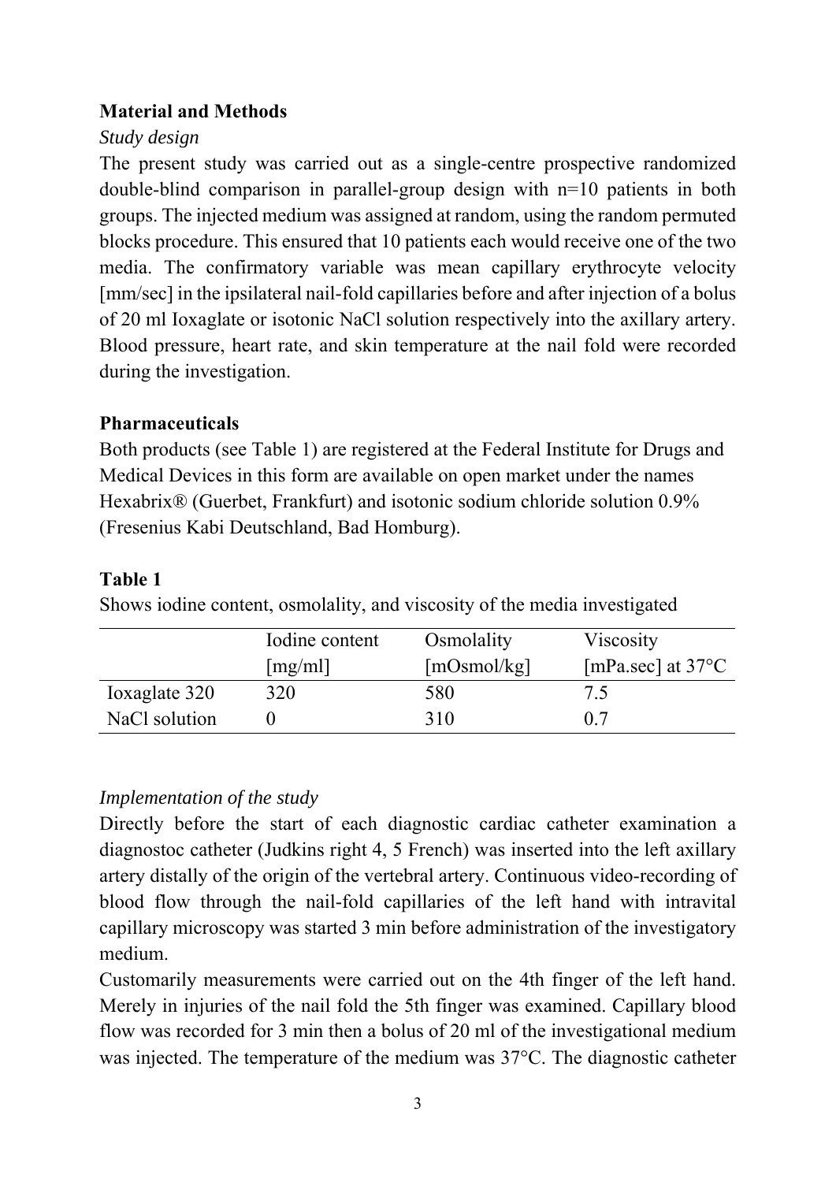## Material and Methods

*Study design*

The present study was carried out as a single-centre prospective randomized double-blind comparison in parallel-group design with n=10 patients in both groups. The injected medium was assigned at random, using the random permuted blocks procedure. This ensured that 10 patients each would receive one of the two media. The confirmatory variable was mean capillary erythrocyte velocity [mm/sec] in the ipsilateral nail-fold capillaries before and after injection of a bolus of 20 ml Ioxaglate or isotonic NaCl solution respectively into the axillary artery. Blood pressure, heart rate, and skin temperature at the nail fold were recorded during the investigation.

## Pharmaceuticals

Both products (see Table 1) are registered at the Federal Institute for Drugs and Medical Devices in this form are available on open market under the names Hexabrix® (Guerbet, Frankfurt) and isotonic sodium chloride solution 0.9% (Fresenius Kabi Deutschland, Bad Homburg).

**Table 1**

Shows iodine content, osmolality, and viscosity of the media investigated

| | Iodine content [mg/ml] | Osmolality [mOsmol/kg] | Viscosity [mPa.sec] at 37°C |
|---|---|---|---|
| Ioxaglate 320 | 320 | 580 | 7.5 |
| NaCl solution | 0 | 310 | 0.7 |

*Implementation of the study*

Directly before the start of each diagnostic cardiac catheter examination a diagnostoc catheter (Judkins right 4, 5 French) was inserted into the left axillary artery distally of the origin of the vertebral artery. Continuous video-recording of blood flow through the nail-fold capillaries of the left hand with intravital capillary microscopy was started 3 min before administration of the investigatory medium.

Customarily measurements were carried out on the 4th finger of the left hand. Merely in injuries of the nail fold the 5th finger was examined. Capillary blood flow was recorded for 3 min then a bolus of 20 ml of the investigational medium was injected. The temperature of the medium was 37°C. The diagnostic catheter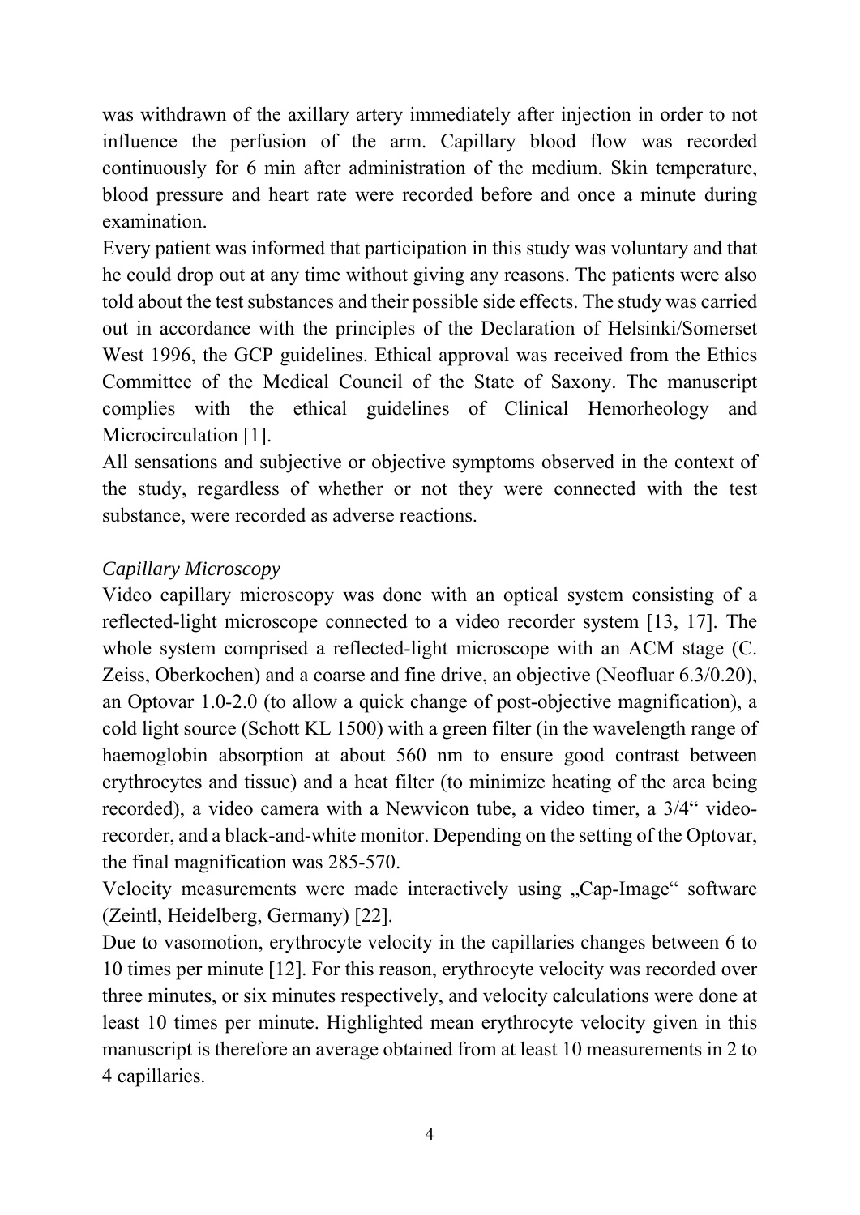was withdrawn of the axillary artery immediately after injection in order to not influence the perfusion of the arm. Capillary blood flow was recorded continuously for 6 min after administration of the medium. Skin temperature, blood pressure and heart rate were recorded before and once a minute during examination.

Every patient was informed that participation in this study was voluntary and that he could drop out at any time without giving any reasons. The patients were also told about the test substances and their possible side effects. The study was carried out in accordance with the principles of the Declaration of Helsinki/Somerset West 1996, the GCP guidelines. Ethical approval was received from the Ethics Committee of the Medical Council of the State of Saxony. The manuscript complies with the ethical guidelines of Clinical Hemorheology and Microcirculation [1].

All sensations and subjective or objective symptoms observed in the context of the study, regardless of whether or not they were connected with the test substance, were recorded as adverse reactions.

*Capillary Microscopy*

Video capillary microscopy was done with an optical system consisting of a reflected-light microscope connected to a video recorder system [13, 17]. The whole system comprised a reflected-light microscope with an ACM stage (C. Zeiss, Oberkochen) and a coarse and fine drive, an objective (Neofluar 6.3/0.20), an Optovar 1.0-2.0 (to allow a quick change of post-objective magnification), a cold light source (Schott KL 1500) with a green filter (in the wavelength range of haemoglobin absorption at about 560 nm to ensure good contrast between erythrocytes and tissue) and a heat filter (to minimize heating of the area being recorded), a video camera with a Newvicon tube, a video timer, a 3/4" video-recorder, and a black-and-white monitor. Depending on the setting of the Optovar, the final magnification was 285-570.

Velocity measurements were made interactively using „Cap-Image" software (Zeintl, Heidelberg, Germany) [22].

Due to vasomotion, erythrocyte velocity in the capillaries changes between 6 to 10 times per minute [12]. For this reason, erythrocyte velocity was recorded over three minutes, or six minutes respectively, and velocity calculations were done at least 10 times per minute. Highlighted mean erythrocyte velocity given in this manuscript is therefore an average obtained from at least 10 measurements in 2 to 4 capillaries.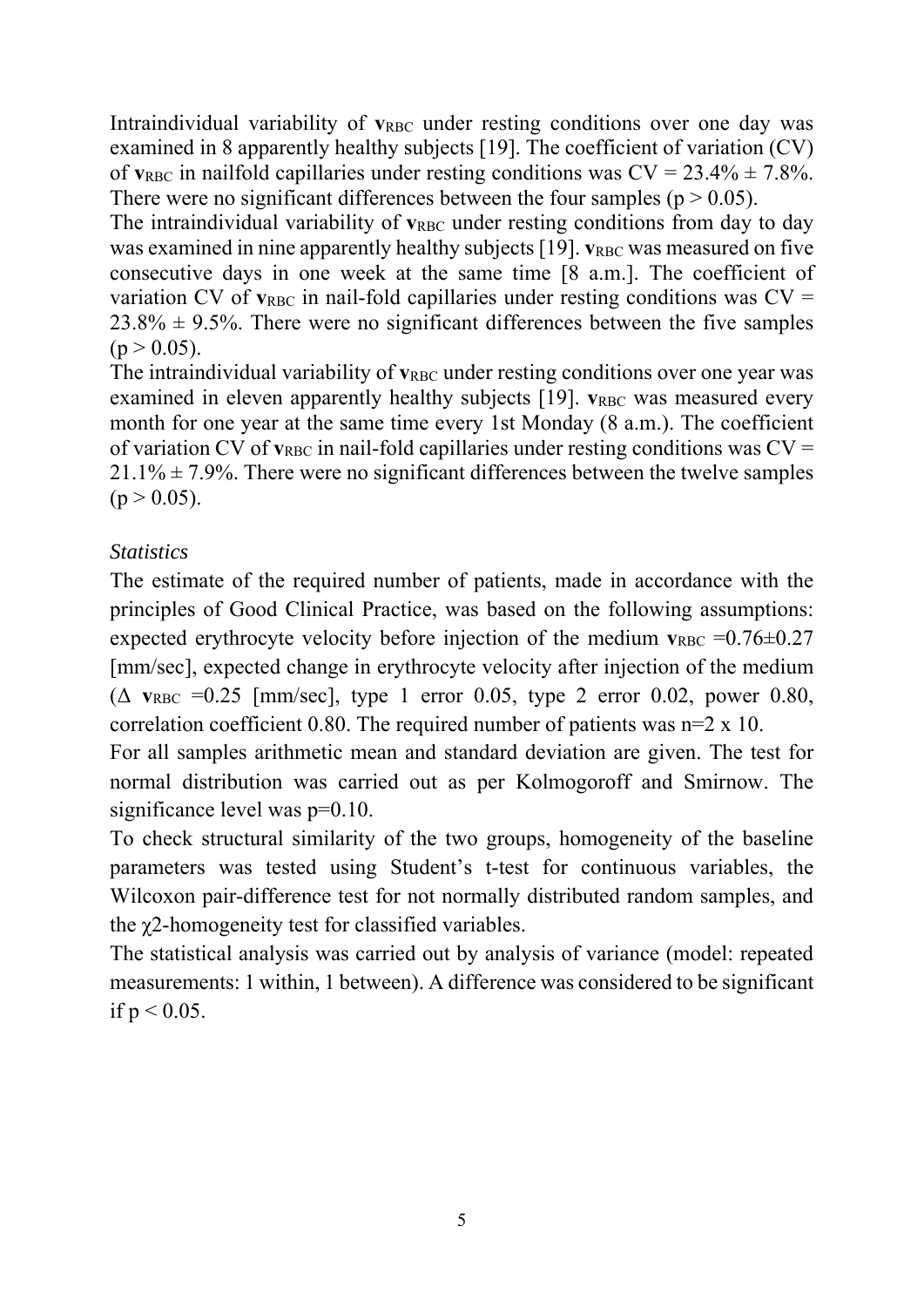Intraindividual variability of $\mathbf{v}_{RBC}$ under resting conditions over one day was examined in 8 apparently healthy subjects [19]. The coefficient of variation (CV) of $\mathbf{v}_{RBC}$ in nailfold capillaries under resting conditions was CV = 23.4% ± 7.8%. There were no significant differences between the four samples ($p > 0.05$).
The intraindividual variability of $\mathbf{v}_{RBC}$ under resting conditions from day to day was examined in nine apparently healthy subjects [19]. $\mathbf{v}_{RBC}$ was measured on five consecutive days in one week at the same time [8 a.m.]. The coefficient of variation CV of $\mathbf{v}_{RBC}$ in nail-fold capillaries under resting conditions was CV = 23.8% ± 9.5%. There were no significant differences between the five samples ($p > 0.05$).
The intraindividual variability of $\mathbf{v}_{RBC}$ under resting conditions over one year was examined in eleven apparently healthy subjects [19]. $\mathbf{v}_{RBC}$ was measured every month for one year at the same time every 1st Monday (8 a.m.). The coefficient of variation CV of $\mathbf{v}_{RBC}$ in nail-fold capillaries under resting conditions was CV = 21.1% ± 7.9%. There were no significant differences between the twelve samples ($p > 0.05$).

*Statistics*

The estimate of the required number of patients, made in accordance with the principles of Good Clinical Practice, was based on the following assumptions: expected erythrocyte velocity before injection of the medium $\mathbf{v}_{RBC} = 0.76 \pm 0.27$ [mm/sec], expected change in erythrocyte velocity after injection of the medium ($\Delta$ $\mathbf{v}_{RBC} = 0.25$ [mm/sec], type 1 error 0.05, type 2 error 0.02, power 0.80, correlation coefficient 0.80. The required number of patients was n=2 x 10.
For all samples arithmetic mean and standard deviation are given. The test for normal distribution was carried out as per Kolmogoroff and Smirnow. The significance level was p=0.10.
To check structural similarity of the two groups, homogeneity of the baseline parameters was tested using Student's t-test for continuous variables, the Wilcoxon pair-difference test for not normally distributed random samples, and the $\chi 2$-homogeneity test for classified variables.
The statistical analysis was carried out by analysis of variance (model: repeated measurements: 1 within, 1 between). A difference was considered to be significant if $p < 0.05$.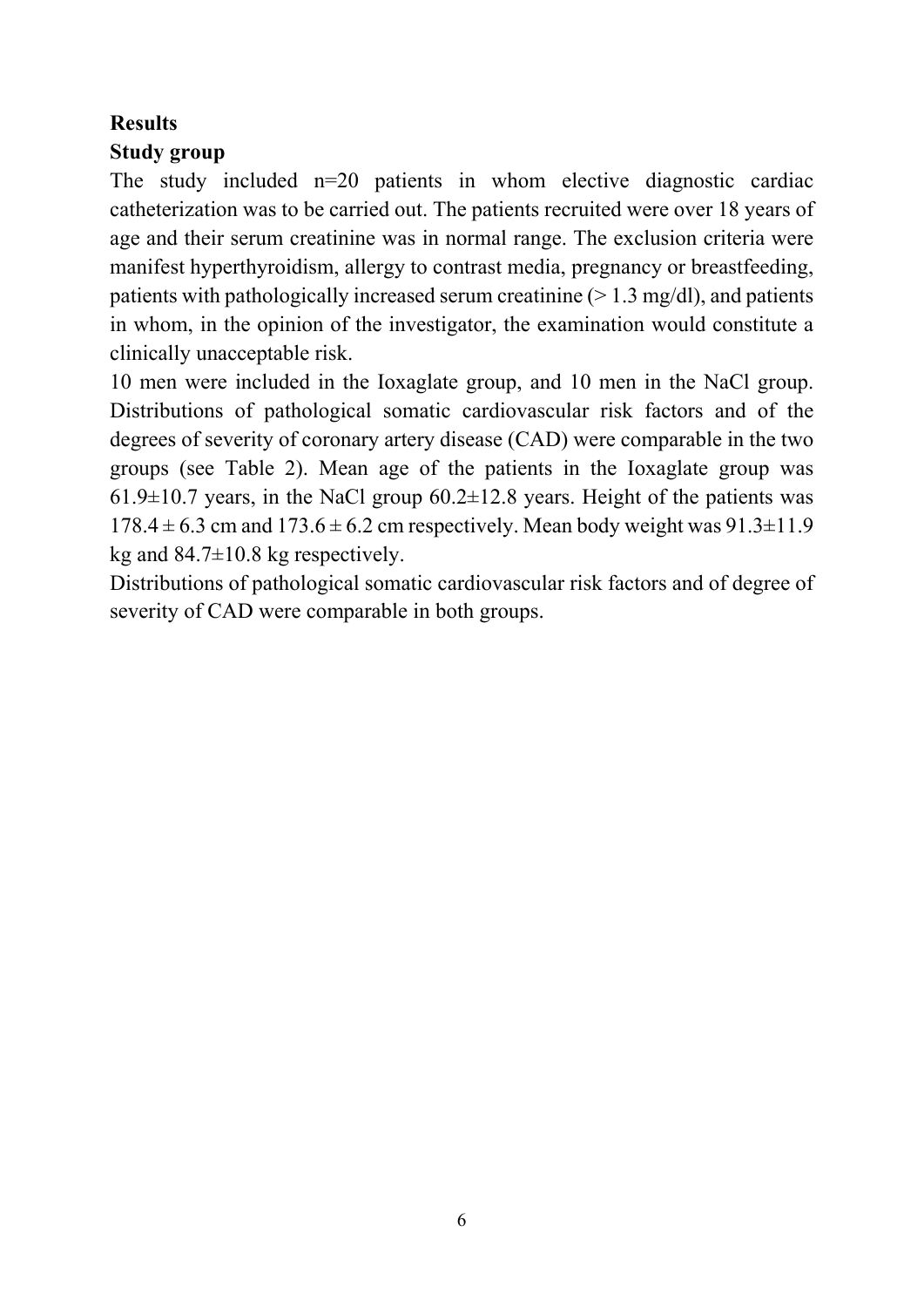**Results**

**Study group**

The study included n=20 patients in whom elective diagnostic cardiac catheterization was to be carried out. The patients recruited were over 18 years of age and their serum creatinine was in normal range. The exclusion criteria were manifest hyperthyroidism, allergy to contrast media, pregnancy or breastfeeding, patients with pathologically increased serum creatinine (> 1.3 mg/dl), and patients in whom, in the opinion of the investigator, the examination would constitute a clinically unacceptable risk.

10 men were included in the Ioxaglate group, and 10 men in the NaCl group. Distributions of pathological somatic cardiovascular risk factors and of the degrees of severity of coronary artery disease (CAD) were comparable in the two groups (see Table 2). Mean age of the patients in the Ioxaglate group was 61.9±10.7 years, in the NaCl group 60.2±12.8 years. Height of the patients was 178.4 ± 6.3 cm and 173.6 ± 6.2 cm respectively. Mean body weight was 91.3±11.9 kg and 84.7±10.8 kg respectively.

Distributions of pathological somatic cardiovascular risk factors and of degree of severity of CAD were comparable in both groups.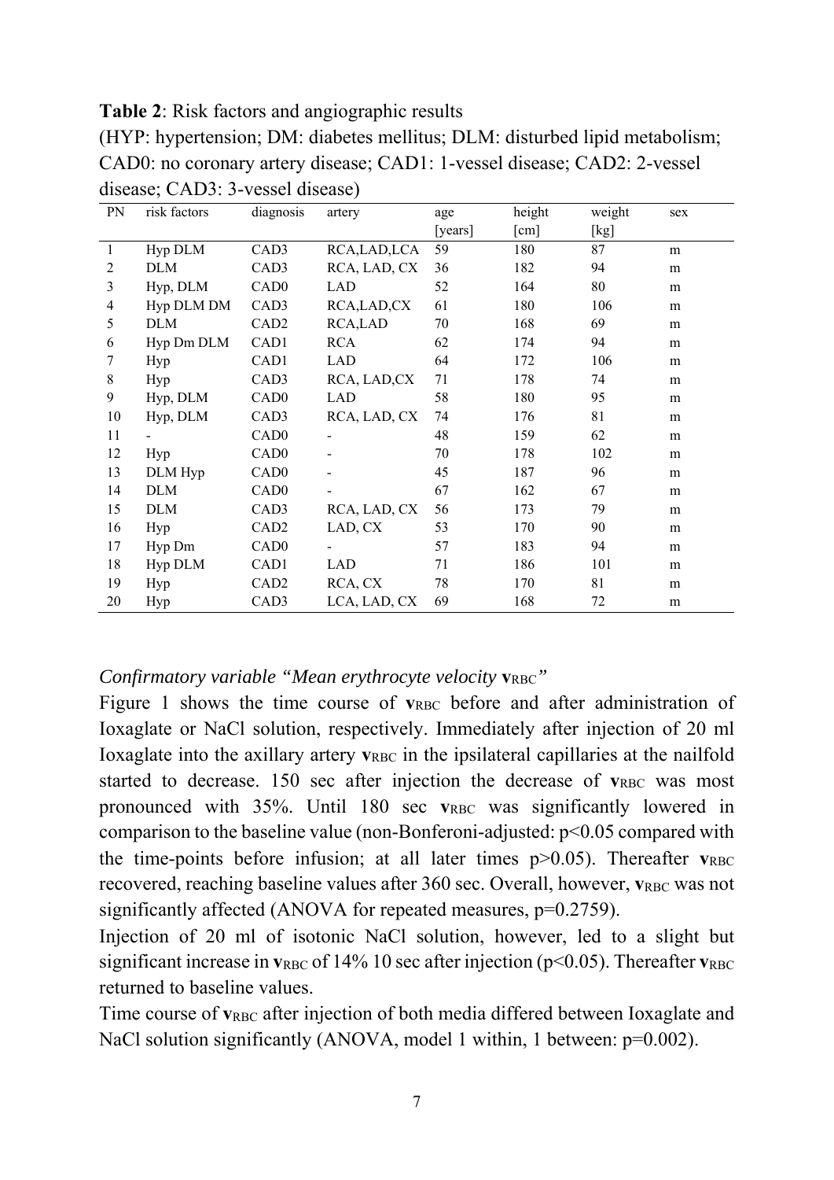**Table 2**: Risk factors and angiographic results
(HYP: hypertension; DM: diabetes mellitus; DLM: disturbed lipid metabolism; CAD0: no coronary artery disease; CAD1: 1-vessel disease; CAD2: 2-vessel disease; CAD3: 3-vessel disease)

| PN | risk factors | diagnosis | artery | age [years] | height [cm] | weight [kg] | sex |
|---|---|---|---|---|---|---|---|
| 1 | Hyp DLM | CAD3 | RCA,LAD,LCA | 59 | 180 | 87 | m |
| 2 | DLM | CAD3 | RCA, LAD, CX | 36 | 182 | 94 | m |
| 3 | Hyp, DLM | CAD0 | LAD | 52 | 164 | 80 | m |
| 4 | Hyp DLM DM | CAD3 | RCA,LAD,CX | 61 | 180 | 106 | m |
| 5 | DLM | CAD2 | RCA,LAD | 70 | 168 | 69 | m |
| 6 | Hyp Dm DLM | CAD1 | RCA | 62 | 174 | 94 | m |
| 7 | Hyp | CAD1 | LAD | 64 | 172 | 106 | m |
| 8 | Hyp | CAD3 | RCA, LAD,CX | 71 | 178 | 74 | m |
| 9 | Hyp, DLM | CAD0 | LAD | 58 | 180 | 95 | m |
| 10 | Hyp, DLM | CAD3 | RCA, LAD, CX | 74 | 176 | 81 | m |
| 11 | - | CAD0 | - | 48 | 159 | 62 | m |
| 12 | Hyp | CAD0 | - | 70 | 178 | 102 | m |
| 13 | DLM Hyp | CAD0 | - | 45 | 187 | 96 | m |
| 14 | DLM | CAD0 | - | 67 | 162 | 67 | m |
| 15 | DLM | CAD3 | RCA, LAD, CX | 56 | 173 | 79 | m |
| 16 | Hyp | CAD2 | LAD, CX | 53 | 170 | 90 | m |
| 17 | Hyp Dm | CAD0 | - | 57 | 183 | 94 | m |
| 18 | Hyp DLM | CAD1 | LAD | 71 | 186 | 101 | m |
| 19 | Hyp | CAD2 | RCA, CX | 78 | 170 | 81 | m |
| 20 | Hyp | CAD3 | LCA, LAD, CX | 69 | 168 | 72 | m |

*Confirmatory variable "Mean erythrocyte velocity* $\mathbf{v}_{RBC}$*"*

Figure 1 shows the time course of $\mathbf{v}_{RBC}$ before and after administration of Ioxaglate or NaCl solution, respectively. Immediately after injection of 20 ml Ioxaglate into the axillary artery $\mathbf{v}_{RBC}$ in the ipsilateral capillaries at the nailfold started to decrease. 150 sec after injection the decrease of $\mathbf{v}_{RBC}$ was most pronounced with 35%. Until 180 sec $\mathbf{v}_{RBC}$ was significantly lowered in comparison to the baseline value (non-Bonferoni-adjusted: $p<0.05$ compared with the time-points before infusion; at all later times $p>0.05$). Thereafter $\mathbf{v}_{RBC}$ recovered, reaching baseline values after 360 sec. Overall, however, $\mathbf{v}_{RBC}$ was not significantly affected (ANOVA for repeated measures, $p=0.2759$).

Injection of 20 ml of isotonic NaCl solution, however, led to a slight but significant increase in $\mathbf{v}_{RBC}$ of 14% 10 sec after injection ($p<0.05$). Thereafter $\mathbf{v}_{RBC}$ returned to baseline values.

Time course of $\mathbf{v}_{RBC}$ after injection of both media differed between Ioxaglate and NaCl solution significantly (ANOVA, model 1 within, 1 between: $p=0.002$).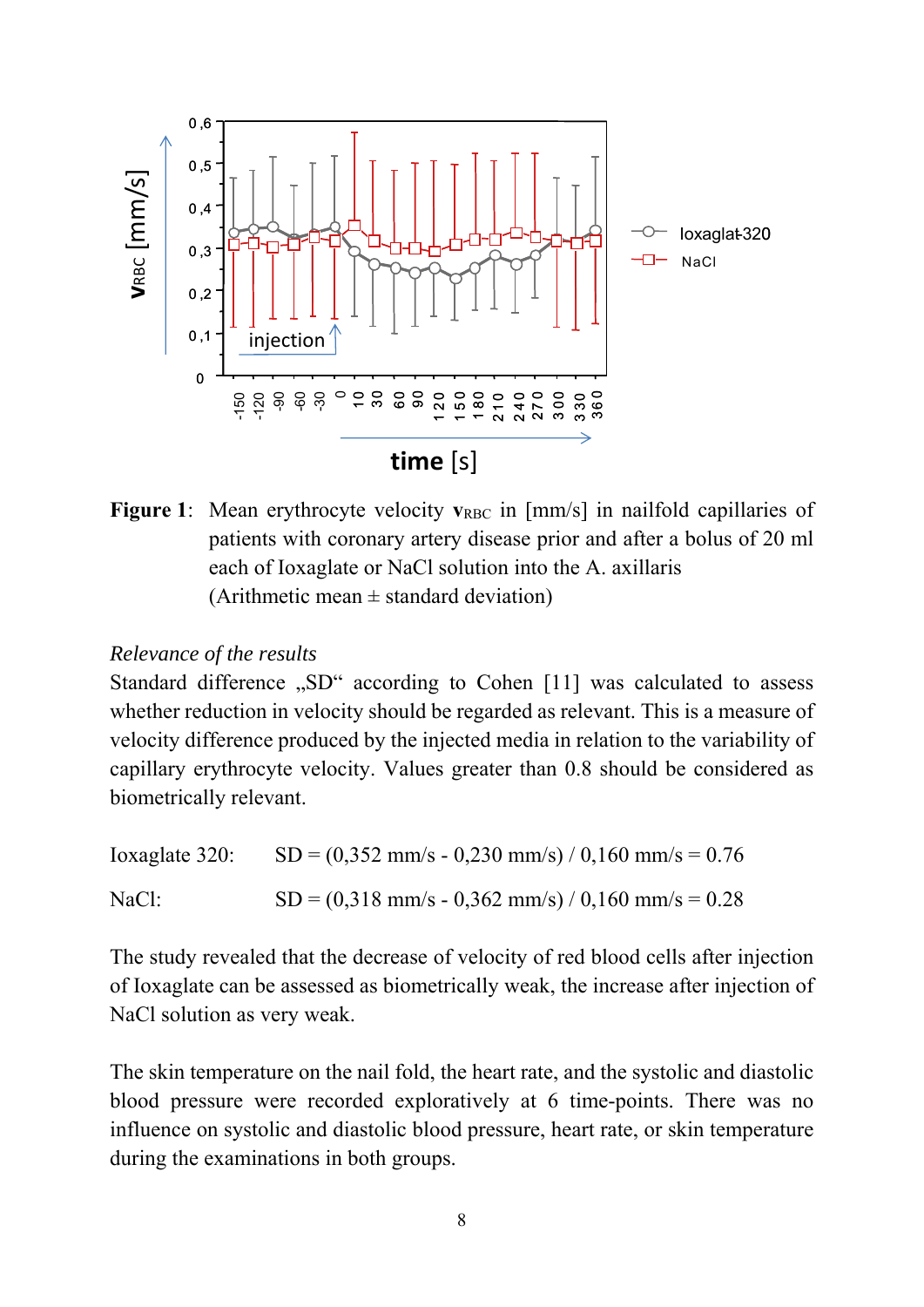**Figure 1**: Mean erythrocyte velocity $\mathbf{v}_{RBC}$ in [mm/s] in nailfold capillaries of patients with coronary artery disease prior and after a bolus of 20 ml each of Ioxaglate or NaCl solution into the A. axillaris (Arithmetic mean ± standard deviation)

*Relevance of the results*

Standard difference „SD" according to Cohen [11] was calculated to assess whether reduction in velocity should be regarded as relevant. This is a measure of velocity difference produced by the injected media in relation to the variability of capillary erythrocyte velocity. Values greater than 0.8 should be considered as biometrically relevant.

Ioxaglate 320: SD = (0,352 mm/s - 0,230 mm/s) / 0,160 mm/s = 0.76

NaCl: SD = (0,318 mm/s - 0,362 mm/s) / 0,160 mm/s = 0.28

The study revealed that the decrease of velocity of red blood cells after injection of Ioxaglate can be assessed as biometrically weak, the increase after injection of NaCl solution as very weak.

The skin temperature on the nail fold, the heart rate, and the systolic and diastolic blood pressure were recorded exploratively at 6 time-points. There was no influence on systolic and diastolic blood pressure, heart rate, or skin temperature during the examinations in both groups.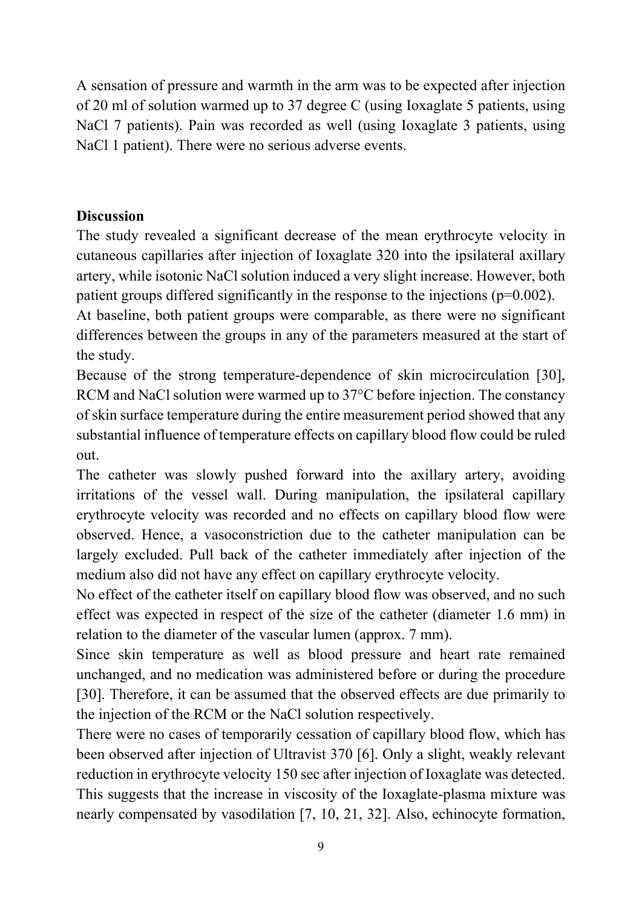A sensation of pressure and warmth in the arm was to be expected after injection of 20 ml of solution warmed up to 37 degree C (using Ioxaglate 5 patients, using NaCl 7 patients). Pain was recorded as well (using Ioxaglate 3 patients, using NaCl 1 patient). There were no serious adverse events.

**Discussion**

The study revealed a significant decrease of the mean erythrocyte velocity in cutaneous capillaries after injection of Ioxaglate 320 into the ipsilateral axillary artery, while isotonic NaCl solution induced a very slight increase. However, both patient groups differed significantly in the response to the injections (p=0.002).

At baseline, both patient groups were comparable, as there were no significant differences between the groups in any of the parameters measured at the start of the study.

Because of the strong temperature-dependence of skin microcirculation [30], RCM and NaCl solution were warmed up to 37°C before injection. The constancy of skin surface temperature during the entire measurement period showed that any substantial influence of temperature effects on capillary blood flow could be ruled out.

The catheter was slowly pushed forward into the axillary artery, avoiding irritations of the vessel wall. During manipulation, the ipsilateral capillary erythrocyte velocity was recorded and no effects on capillary blood flow were observed. Hence, a vasoconstriction due to the catheter manipulation can be largely excluded. Pull back of the catheter immediately after injection of the medium also did not have any effect on capillary erythrocyte velocity.

No effect of the catheter itself on capillary blood flow was observed, and no such effect was expected in respect of the size of the catheter (diameter 1.6 mm) in relation to the diameter of the vascular lumen (approx. 7 mm).

Since skin temperature as well as blood pressure and heart rate remained unchanged, and no medication was administered before or during the procedure [30]. Therefore, it can be assumed that the observed effects are due primarily to the injection of the RCM or the NaCl solution respectively.

There were no cases of temporarily cessation of capillary blood flow, which has been observed after injection of Ultravist 370 [6]. Only a slight, weakly relevant reduction in erythrocyte velocity 150 sec after injection of Ioxaglate was detected. This suggests that the increase in viscosity of the Ioxaglate-plasma mixture was nearly compensated by vasodilation [7, 10, 21, 32]. Also, echinocyte formation,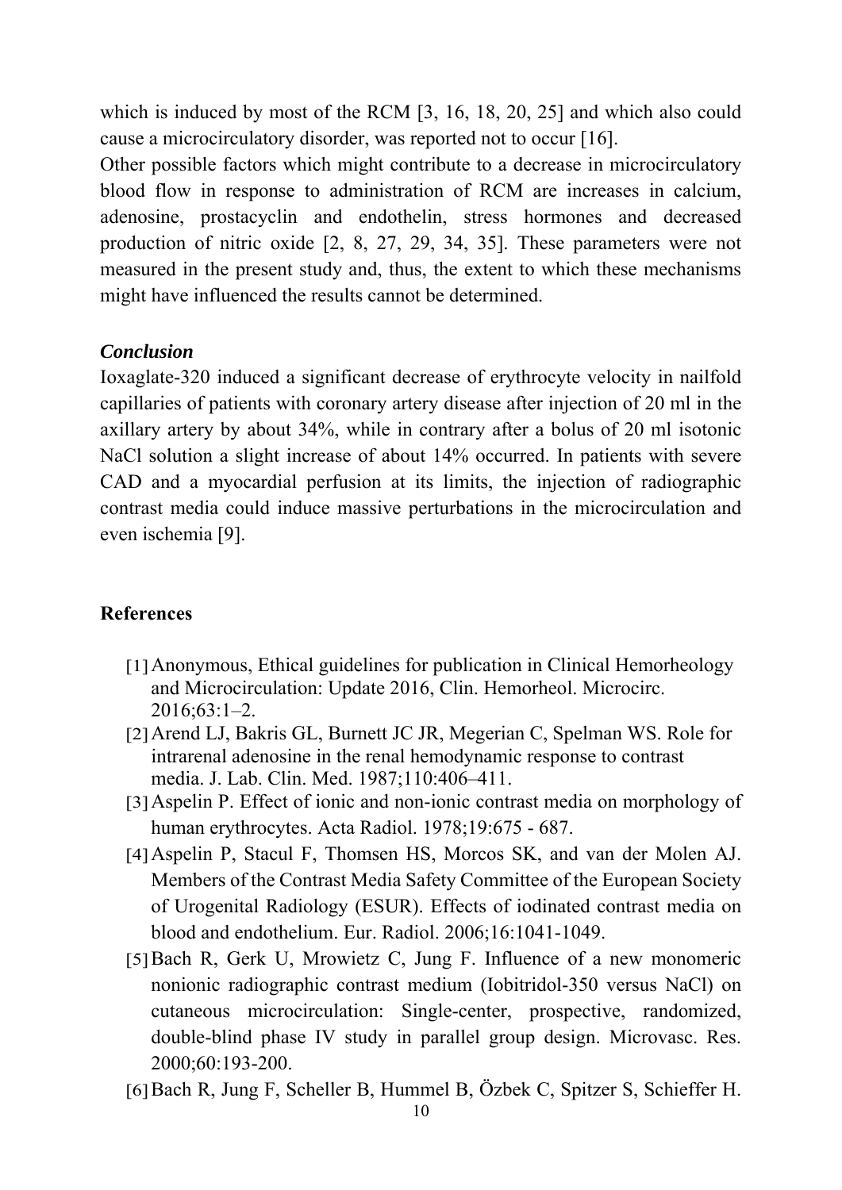which is induced by most of the RCM [3, 16, 18, 20, 25] and which also could cause a microcirculatory disorder, was reported not to occur [16].

Other possible factors which might contribute to a decrease in microcirculatory blood flow in response to administration of RCM are increases in calcium, adenosine, prostacyclin and endothelin, stress hormones and decreased production of nitric oxide [2, 8, 27, 29, 34, 35]. These parameters were not measured in the present study and, thus, the extent to which these mechanisms might have influenced the results cannot be determined.

### *Conclusion*

Ioxaglate-320 induced a significant decrease of erythrocyte velocity in nailfold capillaries of patients with coronary artery disease after injection of 20 ml in the axillary artery by about 34%, while in contrary after a bolus of 20 ml isotonic NaCl solution a slight increase of about 14% occurred. In patients with severe CAD and a myocardial perfusion at its limits, the injection of radiographic contrast media could induce massive perturbations in the microcirculation and even ischemia [9].

## References

[1] Anonymous, Ethical guidelines for publication in Clinical Hemorheology and Microcirculation: Update 2016, Clin. Hemorheol. Microcirc. 2016;63:1–2.

[2] Arend LJ, Bakris GL, Burnett JC JR, Megerian C, Spelman WS. Role for intrarenal adenosine in the renal hemodynamic response to contrast media. J. Lab. Clin. Med. 1987;110:406–411.

[3] Aspelin P. Effect of ionic and non-ionic contrast media on morphology of human erythrocytes. Acta Radiol. 1978;19:675 - 687.

[4] Aspelin P, Stacul F, Thomsen HS, Morcos SK, and van der Molen AJ. Members of the Contrast Media Safety Committee of the European Society of Urogenital Radiology (ESUR). Effects of iodinated contrast media on blood and endothelium. Eur. Radiol. 2006;16:1041-1049.

[5] Bach R, Gerk U, Mrowietz C, Jung F. Influence of a new monomeric nonionic radiographic contrast medium (Iobitridol-350 versus NaCl) on cutaneous microcirculation: Single-center, prospective, randomized, double-blind phase IV study in parallel group design. Microvasc. Res. 2000;60:193-200.

[6] Bach R, Jung F, Scheller B, Hummel B, Özbek C, Spitzer S, Schieffer H.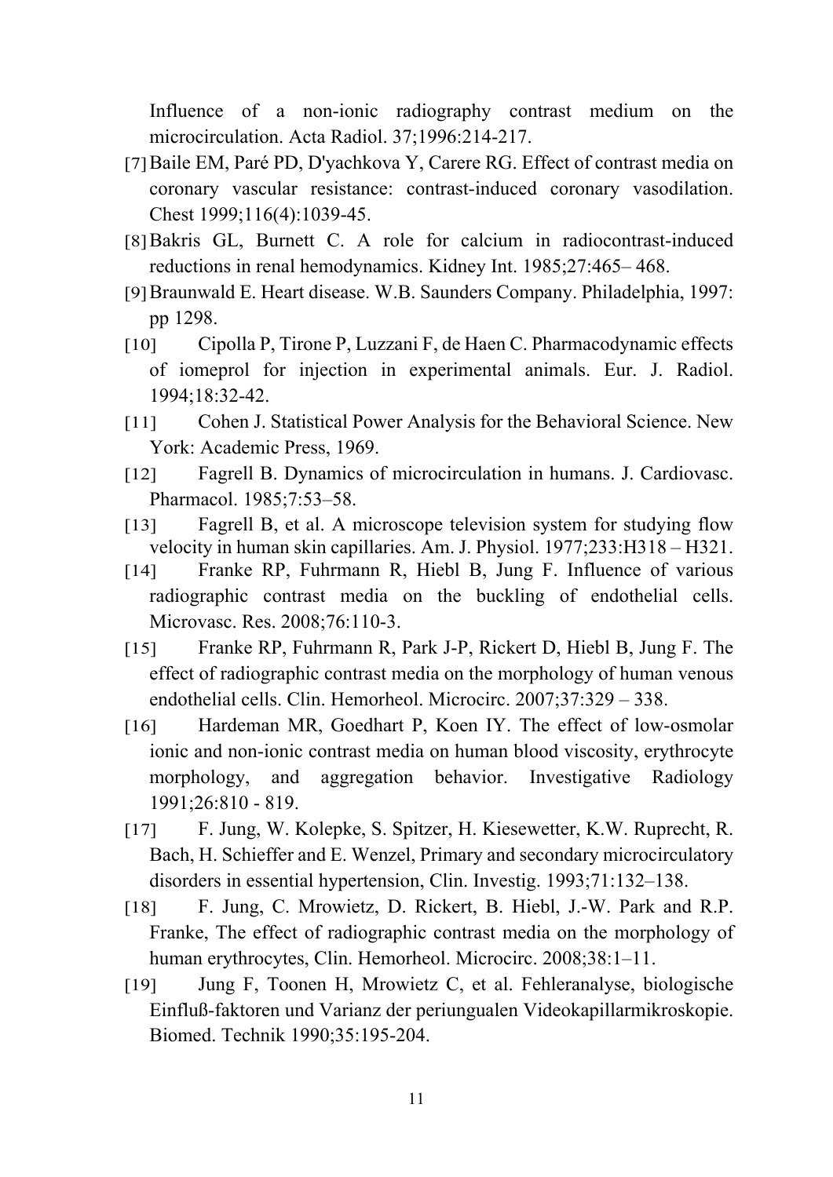Influence of a non-ionic radiography contrast medium on the microcirculation. Acta Radiol. 37;1996:214-217.

[7] Baile EM, Paré PD, D'yachkova Y, Carere RG. Effect of contrast media on coronary vascular resistance: contrast-induced coronary vasodilation. Chest 1999;116(4):1039-45.

[8] Bakris GL, Burnett C. A role for calcium in radiocontrast-induced reductions in renal hemodynamics. Kidney Int. 1985;27:465– 468.

[9] Braunwald E. Heart disease. W.B. Saunders Company. Philadelphia, 1997: pp 1298.

[10] Cipolla P, Tirone P, Luzzani F, de Haen C. Pharmacodynamic effects of iomeprol for injection in experimental animals. Eur. J. Radiol. 1994;18:32-42.

[11] Cohen J. Statistical Power Analysis for the Behavioral Science. New York: Academic Press, 1969.

[12] Fagrell B. Dynamics of microcirculation in humans. J. Cardiovasc. Pharmacol. 1985;7:53–58.

[13] Fagrell B, et al. A microscope television system for studying flow velocity in human skin capillaries. Am. J. Physiol. 1977;233:H318 – H321.

[14] Franke RP, Fuhrmann R, Hiebl B, Jung F. Influence of various radiographic contrast media on the buckling of endothelial cells. Microvasc. Res. 2008;76:110-3.

[15] Franke RP, Fuhrmann R, Park J-P, Rickert D, Hiebl B, Jung F. The effect of radiographic contrast media on the morphology of human venous endothelial cells. Clin. Hemorheol. Microcirc. 2007;37:329 – 338.

[16] Hardeman MR, Goedhart P, Koen IY. The effect of low-osmolar ionic and non-ionic contrast media on human blood viscosity, erythrocyte morphology, and aggregation behavior. Investigative Radiology 1991;26:810 - 819.

[17] F. Jung, W. Kolepke, S. Spitzer, H. Kiesewetter, K.W. Ruprecht, R. Bach, H. Schieffer and E. Wenzel, Primary and secondary microcirculatory disorders in essential hypertension, Clin. Investig. 1993;71:132–138.

[18] F. Jung, C. Mrowietz, D. Rickert, B. Hiebl, J.-W. Park and R.P. Franke, The effect of radiographic contrast media on the morphology of human erythrocytes, Clin. Hemorheol. Microcirc. 2008;38:1–11.

[19] Jung F, Toonen H, Mrowietz C, et al. Fehleranalyse, biologische Einfluß-faktoren und Varianz der periungualen Videokapillarmikroskopie. Biomed. Technik 1990;35:195-204.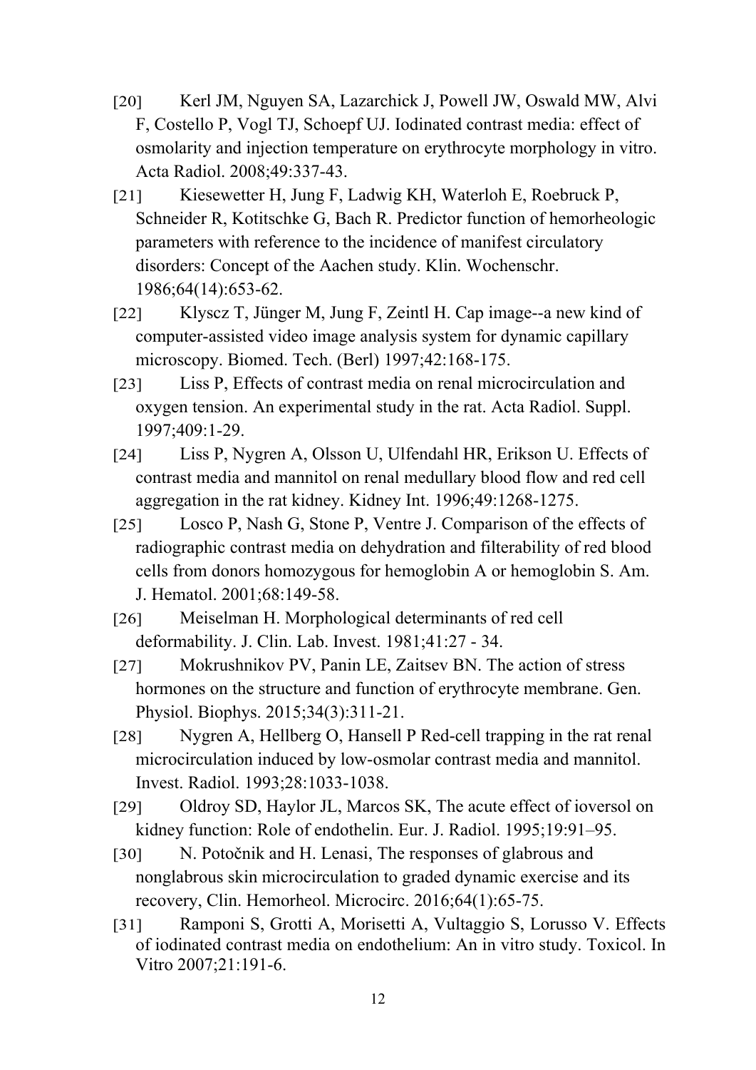[20] Kerl JM, Nguyen SA, Lazarchick J, Powell JW, Oswald MW, Alvi F, Costello P, Vogl TJ, Schoepf UJ. Iodinated contrast media: effect of osmolarity and injection temperature on erythrocyte morphology in vitro. Acta Radiol. 2008;49:337-43.

[21] Kiesewetter H, Jung F, Ladwig KH, Waterloh E, Roebruck P, Schneider R, Kotitschke G, Bach R. Predictor function of hemorheologic parameters with reference to the incidence of manifest circulatory disorders: Concept of the Aachen study. Klin. Wochenschr. 1986;64(14):653-62.

[22] Klyscz T, Jünger M, Jung F, Zeintl H. Cap image--a new kind of computer-assisted video image analysis system for dynamic capillary microscopy. Biomed. Tech. (Berl) 1997;42:168-175.

[23] Liss P, Effects of contrast media on renal microcirculation and oxygen tension. An experimental study in the rat. Acta Radiol. Suppl. 1997;409:1-29.

[24] Liss P, Nygren A, Olsson U, Ulfendahl HR, Erikson U. Effects of contrast media and mannitol on renal medullary blood flow and red cell aggregation in the rat kidney. Kidney Int. 1996;49:1268-1275.

[25] Losco P, Nash G, Stone P, Ventre J. Comparison of the effects of radiographic contrast media on dehydration and filterability of red blood cells from donors homozygous for hemoglobin A or hemoglobin S. Am. J. Hematol. 2001;68:149-58.

[26] Meiselman H. Morphological determinants of red cell deformability. J. Clin. Lab. Invest. 1981;41:27 - 34.

[27] Mokrushnikov PV, Panin LE, Zaitsev BN. The action of stress hormones on the structure and function of erythrocyte membrane. Gen. Physiol. Biophys. 2015;34(3):311-21.

[28] Nygren A, Hellberg O, Hansell P Red-cell trapping in the rat renal microcirculation induced by low-osmolar contrast media and mannitol. Invest. Radiol. 1993;28:1033-1038.

[29] Oldroy SD, Haylor JL, Marcos SK, The acute effect of ioversol on kidney function: Role of endothelin. Eur. J. Radiol. 1995;19:91–95.

[30] N. Potočnik and H. Lenasi, The responses of glabrous and nonglabrous skin microcirculation to graded dynamic exercise and its recovery, Clin. Hemorheol. Microcirc. 2016;64(1):65-75.

[31] Ramponi S, Grotti A, Morisetti A, Vultaggio S, Lorusso V. Effects of iodinated contrast media on endothelium: An in vitro study. Toxicol. In Vitro 2007;21:191-6.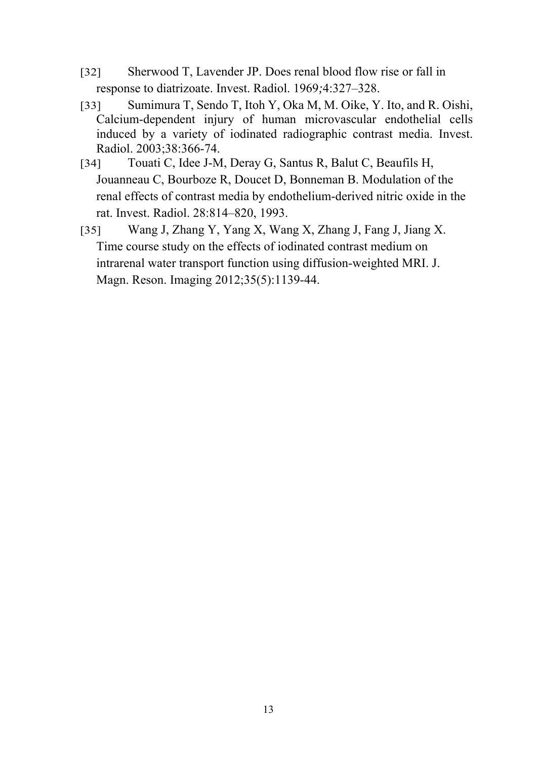[32] Sherwood T, Lavender JP. Does renal blood flow rise or fall in response to diatrizoate. Invest. Radiol. 1969;4:327–328.

[33] Sumimura T, Sendo T, Itoh Y, Oka M, M. Oike, Y. Ito, and R. Oishi, Calcium-dependent injury of human microvascular endothelial cells induced by a variety of iodinated radiographic contrast media. Invest. Radiol. 2003;38:366-74.

[34] Touati C, Idee J-M, Deray G, Santus R, Balut C, Beaufils H, Jouanneau C, Bourboze R, Doucet D, Bonneman B. Modulation of the renal effects of contrast media by endothelium-derived nitric oxide in the rat. Invest. Radiol. 28:814–820, 1993.

[35] Wang J, Zhang Y, Yang X, Wang X, Zhang J, Fang J, Jiang X. Time course study on the effects of iodinated contrast medium on intrarenal water transport function using diffusion-weighted MRI. J. Magn. Reson. Imaging 2012;35(5):1139-44.